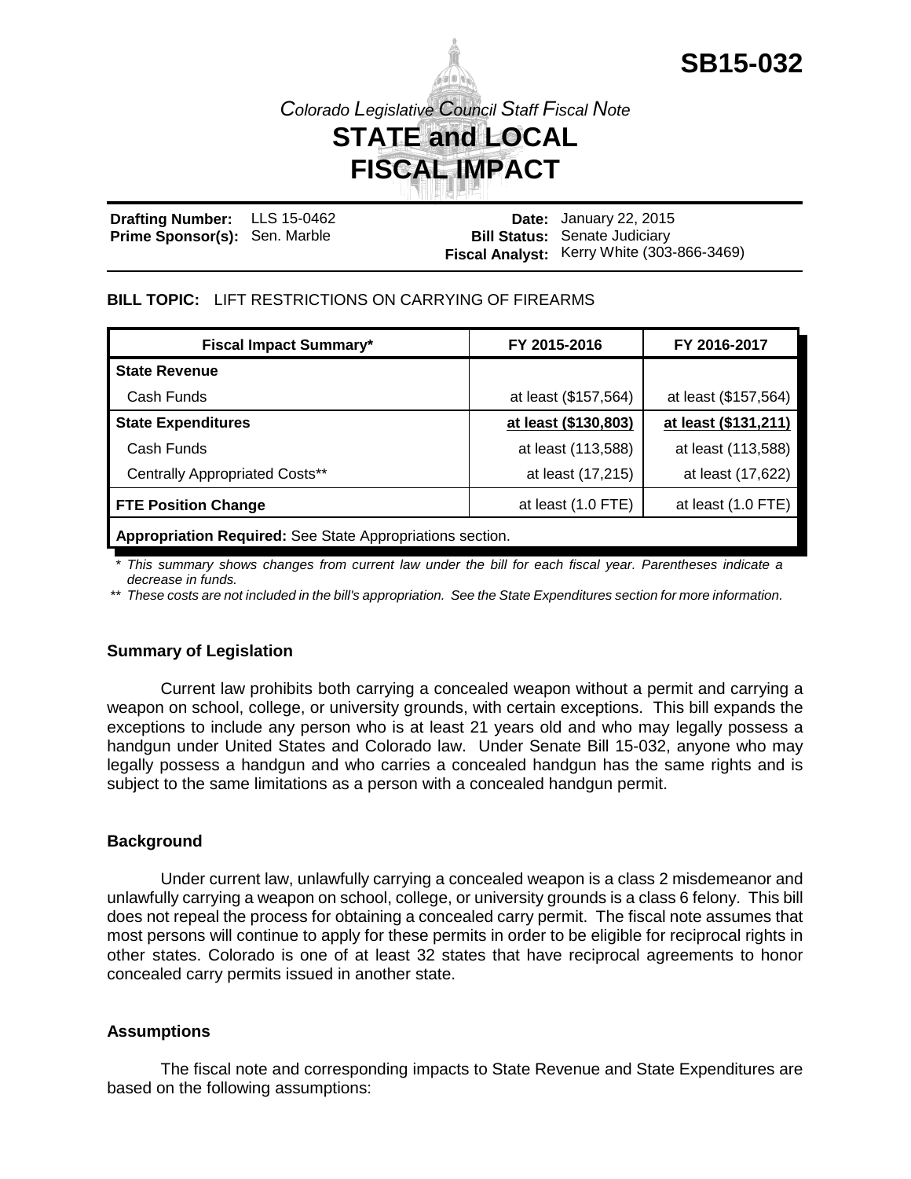**SB15-032**

*Colorado Legislative Council Staff Fiscal Note*

# STATE and LOCAL FISCAL IMPACT

**Drafting Number:** LLS 15-0462
**Prime Sponsor(s):** Sen. Marble

**Date:** January 22, 2015
**Bill Status:** Senate Judiciary
**Fiscal Analyst:** Kerry White (303-866-3469)

**BILL TOPIC:** LIFT RESTRICTIONS ON CARRYING OF FIREARMS

| Fiscal Impact Summary* | FY 2015-2016 | FY 2016-2017 |
|---|---|---|
| **State Revenue** | | |
| Cash Funds | at least ($157,564) | at least ($157,564) |
| **State Expenditures** | **at least ($130,803)** | **at least ($131,211)** |
| Cash Funds | at least (113,588) | at least (113,588) |
| Centrally Appropriated Costs** | at least (17,215) | at least (17,622) |
| **FTE Position Change** | at least (1.0 FTE) | at least (1.0 FTE) |
| **Appropriation Required:** See State Appropriations section. | | |

*\* This summary shows changes from current law under the bill for each fiscal year. Parentheses indicate a decrease in funds.*

*\*\* These costs are not included in the bill's appropriation. See the State Expenditures section for more information.*

### Summary of Legislation

Current law prohibits both carrying a concealed weapon without a permit and carrying a weapon on school, college, or university grounds, with certain exceptions. This bill expands the exceptions to include any person who is at least 21 years old and who may legally possess a handgun under United States and Colorado law. Under Senate Bill 15-032, anyone who may legally possess a handgun and who carries a concealed handgun has the same rights and is subject to the same limitations as a person with a concealed handgun permit.

### Background

Under current law, unlawfully carrying a concealed weapon is a class 2 misdemeanor and unlawfully carrying a weapon on school, college, or university grounds is a class 6 felony. This bill does not repeal the process for obtaining a concealed carry permit. The fiscal note assumes that most persons will continue to apply for these permits in order to be eligible for reciprocal rights in other states. Colorado is one of at least 32 states that have reciprocal agreements to honor concealed carry permits issued in another state.

### Assumptions

The fiscal note and corresponding impacts to State Revenue and State Expenditures are based on the following assumptions: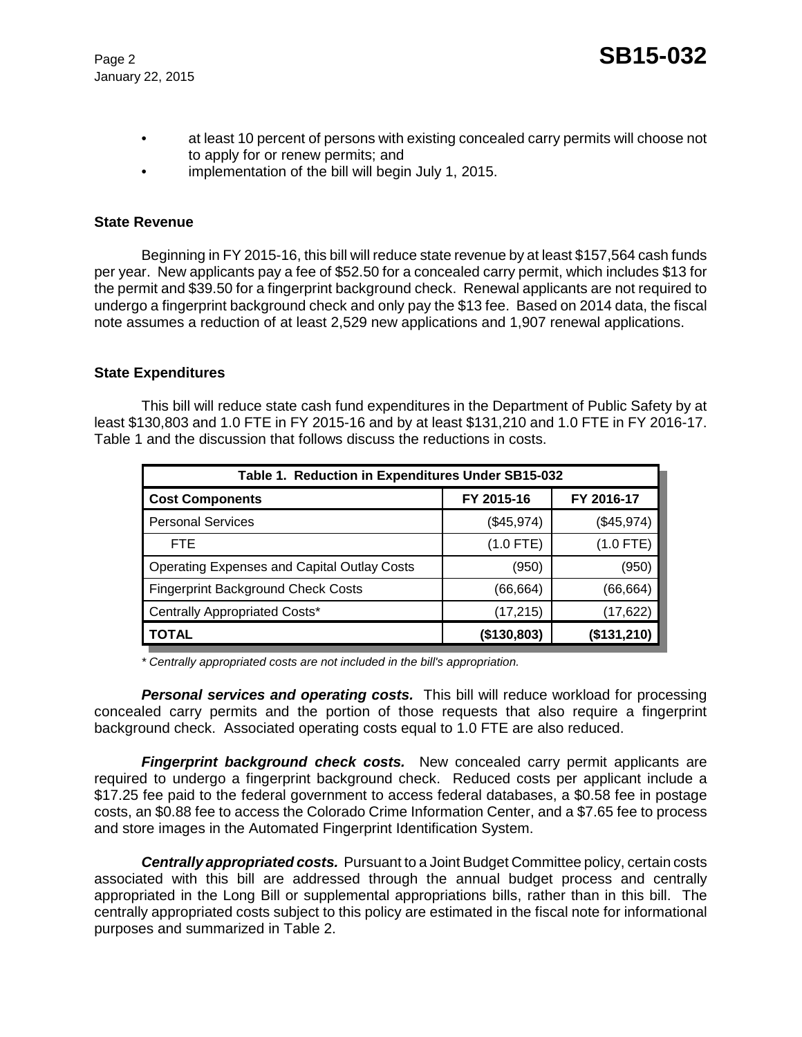- at least 10 percent of persons with existing concealed carry permits will choose not to apply for or renew permits; and
- implementation of the bill will begin July 1, 2015.

**State Revenue**

Beginning in FY 2015-16, this bill will reduce state revenue by at least $157,564 cash funds per year. New applicants pay a fee of $52.50 for a concealed carry permit, which includes $13 for the permit and $39.50 for a fingerprint background check. Renewal applicants are not required to undergo a fingerprint background check and only pay the $13 fee. Based on 2014 data, the fiscal note assumes a reduction of at least 2,529 new applications and 1,907 renewal applications.

**State Expenditures**

This bill will reduce state cash fund expenditures in the Department of Public Safety by at least $130,803 and 1.0 FTE in FY 2015-16 and by at least $131,210 and 1.0 FTE in FY 2016-17. Table 1 and the discussion that follows discuss the reductions in costs.

| Table 1. Reduction in Expenditures Under SB15-032 | | |
|---|---|---|
| **Cost Components** | **FY 2015-16** | **FY 2016-17** |
| Personal Services | ($45,974) | ($45,974) |
| FTE | (1.0 FTE) | (1.0 FTE) |
| Operating Expenses and Capital Outlay Costs | (950) | (950) |
| Fingerprint Background Check Costs | (66,664) | (66,664) |
| Centrally Appropriated Costs* | (17,215) | (17,622) |
| **TOTAL** | **($130,803)** | **($131,210)** |

*\* Centrally appropriated costs are not included in the bill's appropriation.*

***Personal services and operating costs.*** This bill will reduce workload for processing concealed carry permits and the portion of those requests that also require a fingerprint background check. Associated operating costs equal to 1.0 FTE are also reduced.

***Fingerprint background check costs.*** New concealed carry permit applicants are required to undergo a fingerprint background check. Reduced costs per applicant include a $17.25 fee paid to the federal government to access federal databases, a $0.58 fee in postage costs, an $0.88 fee to access the Colorado Crime Information Center, and a $7.65 fee to process and store images in the Automated Fingerprint Identification System.

***Centrally appropriated costs.*** Pursuant to a Joint Budget Committee policy, certain costs associated with this bill are addressed through the annual budget process and centrally appropriated in the Long Bill or supplemental appropriations bills, rather than in this bill. The centrally appropriated costs subject to this policy are estimated in the fiscal note for informational purposes and summarized in Table 2.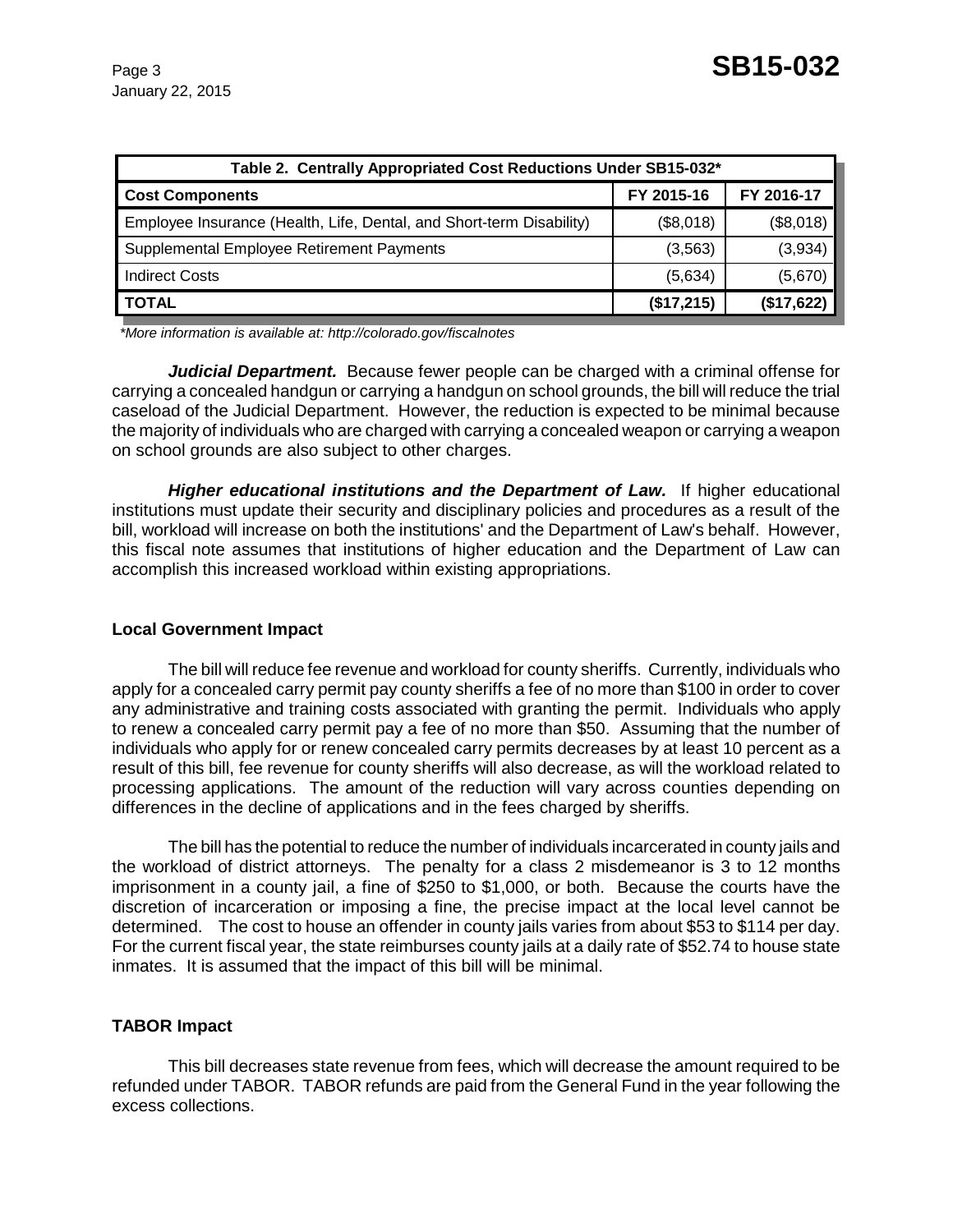| Table 2. Centrally Appropriated Cost Reductions Under SB15-032* | | |
|---|---|---|
| **Cost Components** | **FY 2015-16** | **FY 2016-17** |
| Employee Insurance (Health, Life, Dental, and Short-term Disability) | ($8,018) | ($8,018) |
| Supplemental Employee Retirement Payments | (3,563) | (3,934) |
| Indirect Costs | (5,634) | (5,670) |
| **TOTAL** | **($17,215)** | **($17,622)** |

*More information is available at: http://colorado.gov/fiscalnotes*

***Judicial Department.*** Because fewer people can be charged with a criminal offense for carrying a concealed handgun or carrying a handgun on school grounds, the bill will reduce the trial caseload of the Judicial Department. However, the reduction is expected to be minimal because the majority of individuals who are charged with carrying a concealed weapon or carrying a weapon on school grounds are also subject to other charges.

***Higher educational institutions and the Department of Law.*** If higher educational institutions must update their security and disciplinary policies and procedures as a result of the bill, workload will increase on both the institutions' and the Department of Law's behalf. However, this fiscal note assumes that institutions of higher education and the Department of Law can accomplish this increased workload within existing appropriations.

**Local Government Impact**

The bill will reduce fee revenue and workload for county sheriffs. Currently, individuals who apply for a concealed carry permit pay county sheriffs a fee of no more than $100 in order to cover any administrative and training costs associated with granting the permit. Individuals who apply to renew a concealed carry permit pay a fee of no more than $50. Assuming that the number of individuals who apply for or renew concealed carry permits decreases by at least 10 percent as a result of this bill, fee revenue for county sheriffs will also decrease, as will the workload related to processing applications. The amount of the reduction will vary across counties depending on differences in the decline of applications and in the fees charged by sheriffs.

The bill has the potential to reduce the number of individuals incarcerated in county jails and the workload of district attorneys. The penalty for a class 2 misdemeanor is 3 to 12 months imprisonment in a county jail, a fine of $250 to $1,000, or both. Because the courts have the discretion of incarceration or imposing a fine, the precise impact at the local level cannot be determined. The cost to house an offender in county jails varies from about $53 to $114 per day. For the current fiscal year, the state reimburses county jails at a daily rate of $52.74 to house state inmates. It is assumed that the impact of this bill will be minimal.

**TABOR Impact**

This bill decreases state revenue from fees, which will decrease the amount required to be refunded under TABOR. TABOR refunds are paid from the General Fund in the year following the excess collections.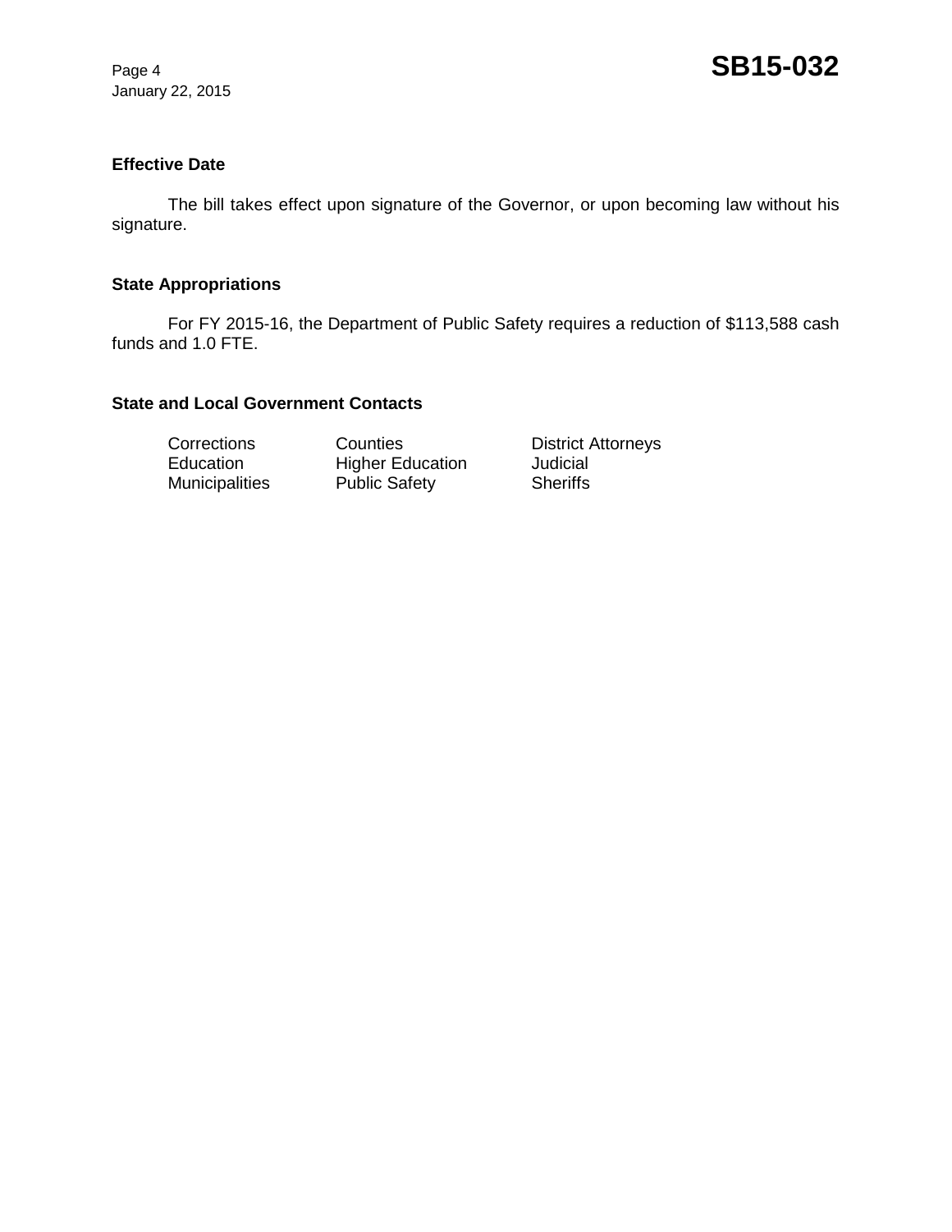### Effective Date

The bill takes effect upon signature of the Governor, or upon becoming law without his signature.

### State Appropriations

For FY 2015-16, the Department of Public Safety requires a reduction of $113,588 cash funds and 1.0 FTE.

### State and Local Government Contacts

| | | |
|---|---|---|
| Corrections | Counties | District Attorneys |
| Education | Higher Education | Judicial |
| Municipalities | Public Safety | Sheriffs |